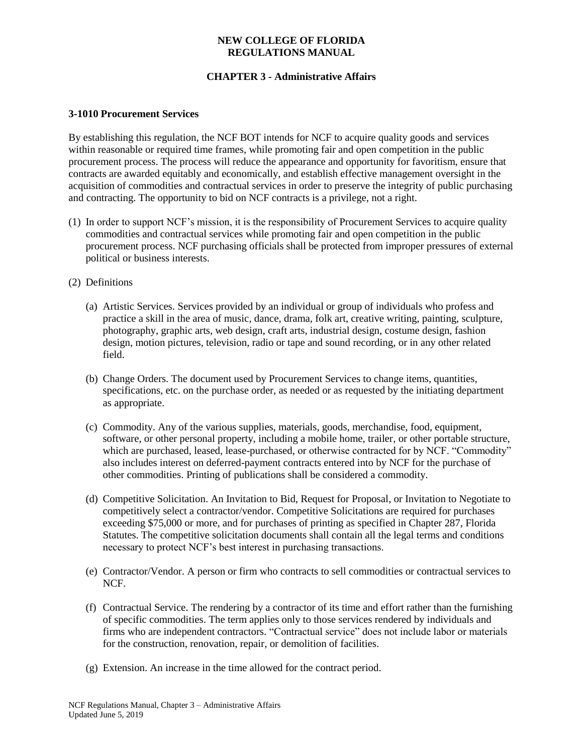# NEW COLLEGE OF FLORIDA
# REGULATIONS MANUAL

## CHAPTER 3 - Administrative Affairs

### 3-1010 Procurement Services

By establishing this regulation, the NCF BOT intends for NCF to acquire quality goods and services within reasonable or required time frames, while promoting fair and open competition in the public procurement process. The process will reduce the appearance and opportunity for favoritism, ensure that contracts are awarded equitably and economically, and establish effective management oversight in the acquisition of commodities and contractual services in order to preserve the integrity of public purchasing and contracting. The opportunity to bid on NCF contracts is a privilege, not a right.

(1) In order to support NCF's mission, it is the responsibility of Procurement Services to acquire quality commodities and contractual services while promoting fair and open competition in the public procurement process. NCF purchasing officials shall be protected from improper pressures of external political or business interests.

(2) Definitions

(a) Artistic Services. Services provided by an individual or group of individuals who profess and practice a skill in the area of music, dance, drama, folk art, creative writing, painting, sculpture, photography, graphic arts, web design, craft arts, industrial design, costume design, fashion design, motion pictures, television, radio or tape and sound recording, or in any other related field.

(b) Change Orders. The document used by Procurement Services to change items, quantities, specifications, etc. on the purchase order, as needed or as requested by the initiating department as appropriate.

(c) Commodity. Any of the various supplies, materials, goods, merchandise, food, equipment, software, or other personal property, including a mobile home, trailer, or other portable structure, which are purchased, leased, lease-purchased, or otherwise contracted for by NCF. "Commodity" also includes interest on deferred-payment contracts entered into by NCF for the purchase of other commodities. Printing of publications shall be considered a commodity.

(d) Competitive Solicitation. An Invitation to Bid, Request for Proposal, or Invitation to Negotiate to competitively select a contractor/vendor. Competitive Solicitations are required for purchases exceeding $75,000 or more, and for purchases of printing as specified in Chapter 287, Florida Statutes. The competitive solicitation documents shall contain all the legal terms and conditions necessary to protect NCF's best interest in purchasing transactions.

(e) Contractor/Vendor. A person or firm who contracts to sell commodities or contractual services to NCF.

(f) Contractual Service. The rendering by a contractor of its time and effort rather than the furnishing of specific commodities. The term applies only to those services rendered by individuals and firms who are independent contractors. "Contractual service" does not include labor or materials for the construction, renovation, repair, or demolition of facilities.

(g) Extension. An increase in the time allowed for the contract period.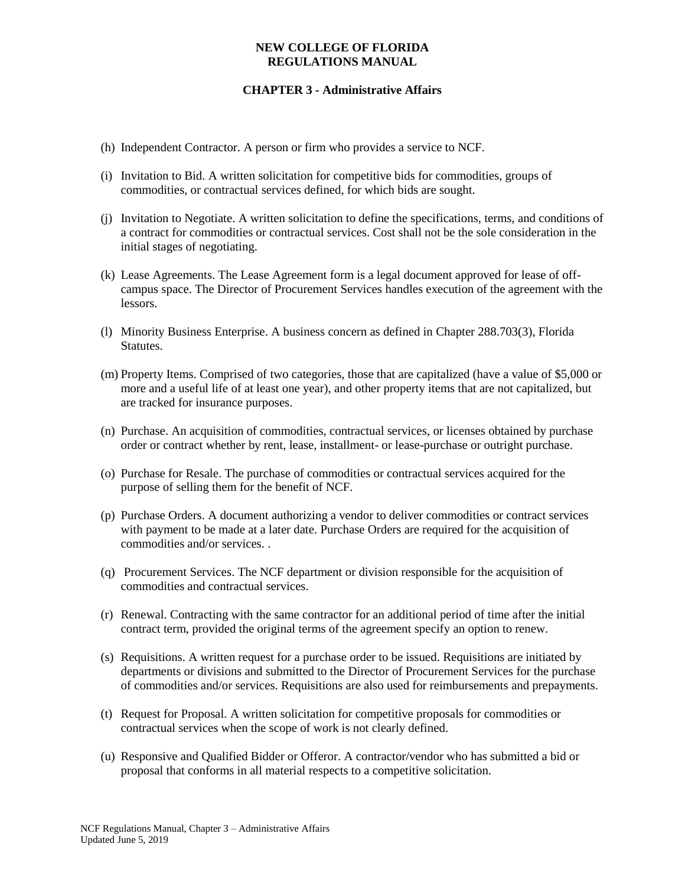(h) Independent Contractor. A person or firm who provides a service to NCF.

(i) Invitation to Bid. A written solicitation for competitive bids for commodities, groups of commodities, or contractual services defined, for which bids are sought.

(j) Invitation to Negotiate. A written solicitation to define the specifications, terms, and conditions of a contract for commodities or contractual services. Cost shall not be the sole consideration in the initial stages of negotiating.

(k) Lease Agreements. The Lease Agreement form is a legal document approved for lease of off-campus space. The Director of Procurement Services handles execution of the agreement with the lessors.

(l) Minority Business Enterprise. A business concern as defined in Chapter 288.703(3), Florida Statutes.

(m) Property Items. Comprised of two categories, those that are capitalized (have a value of $5,000 or more and a useful life of at least one year), and other property items that are not capitalized, but are tracked for insurance purposes.

(n) Purchase. An acquisition of commodities, contractual services, or licenses obtained by purchase order or contract whether by rent, lease, installment- or lease-purchase or outright purchase.

(o) Purchase for Resale. The purchase of commodities or contractual services acquired for the purpose of selling them for the benefit of NCF.

(p) Purchase Orders. A document authorizing a vendor to deliver commodities or contract services with payment to be made at a later date. Purchase Orders are required for the acquisition of commodities and/or services. .

(q) Procurement Services. The NCF department or division responsible for the acquisition of commodities and contractual services.

(r) Renewal. Contracting with the same contractor for an additional period of time after the initial contract term, provided the original terms of the agreement specify an option to renew.

(s) Requisitions. A written request for a purchase order to be issued. Requisitions are initiated by departments or divisions and submitted to the Director of Procurement Services for the purchase of commodities and/or services. Requisitions are also used for reimbursements and prepayments.

(t) Request for Proposal. A written solicitation for competitive proposals for commodities or contractual services when the scope of work is not clearly defined.

(u) Responsive and Qualified Bidder or Offeror. A contractor/vendor who has submitted a bid or proposal that conforms in all material respects to a competitive solicitation.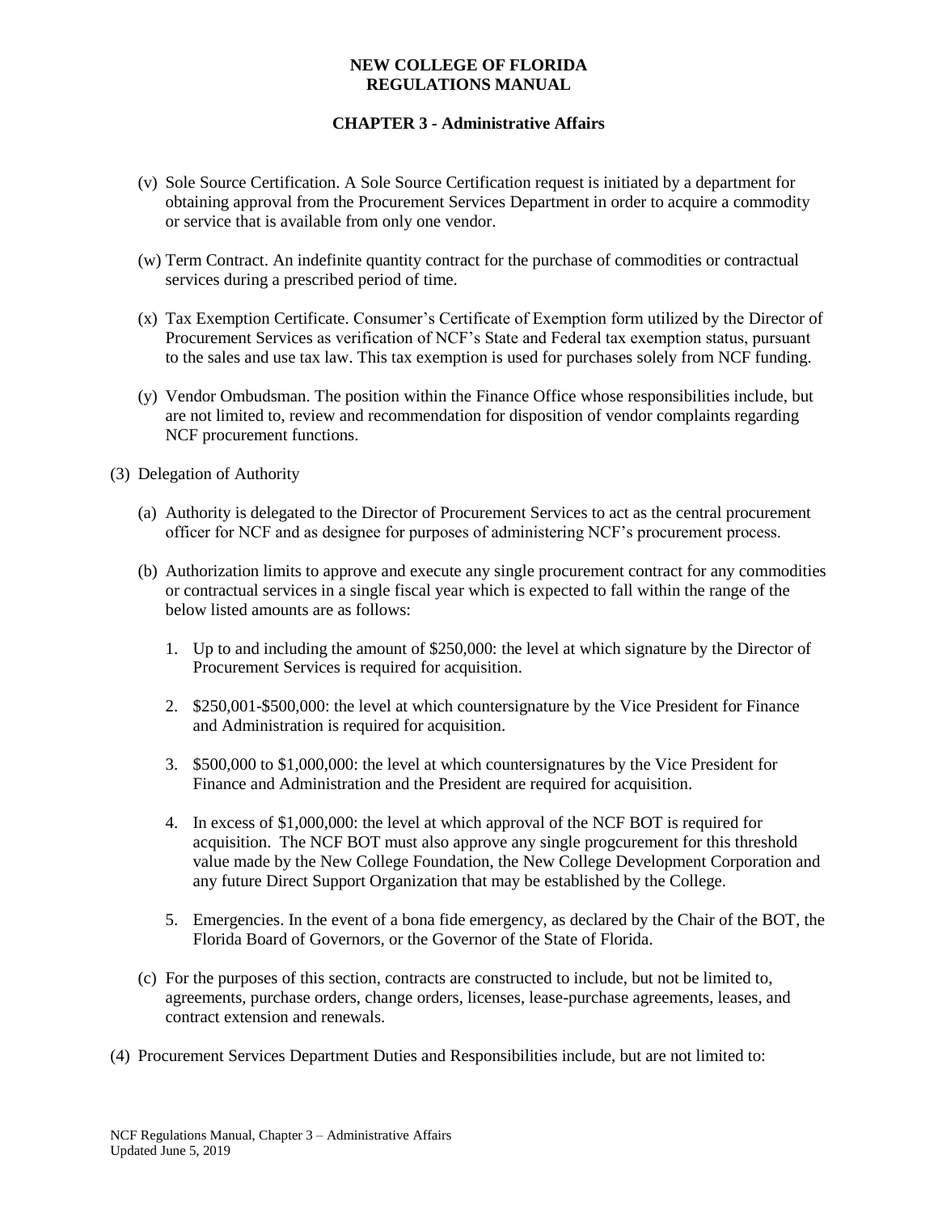(v) Sole Source Certification. A Sole Source Certification request is initiated by a department for obtaining approval from the Procurement Services Department in order to acquire a commodity or service that is available from only one vendor.

(w) Term Contract. An indefinite quantity contract for the purchase of commodities or contractual services during a prescribed period of time.

(x) Tax Exemption Certificate. Consumer's Certificate of Exemption form utilized by the Director of Procurement Services as verification of NCF's State and Federal tax exemption status, pursuant to the sales and use tax law. This tax exemption is used for purchases solely from NCF funding.

(y) Vendor Ombudsman. The position within the Finance Office whose responsibilities include, but are not limited to, review and recommendation for disposition of vendor complaints regarding NCF procurement functions.

(3) Delegation of Authority

(a) Authority is delegated to the Director of Procurement Services to act as the central procurement officer for NCF and as designee for purposes of administering NCF's procurement process.

(b) Authorization limits to approve and execute any single procurement contract for any commodities or contractual services in a single fiscal year which is expected to fall within the range of the below listed amounts are as follows:

1. Up to and including the amount of $250,000: the level at which signature by the Director of Procurement Services is required for acquisition.

2. $250,001-$500,000: the level at which countersignature by the Vice President for Finance and Administration is required for acquisition.

3. $500,000 to $1,000,000: the level at which countersignatures by the Vice President for Finance and Administration and the President are required for acquisition.

4. In excess of $1,000,000: the level at which approval of the NCF BOT is required for acquisition. The NCF BOT must also approve any single progcurement for this threshold value made by the New College Foundation, the New College Development Corporation and any future Direct Support Organization that may be established by the College.

5. Emergencies. In the event of a bona fide emergency, as declared by the Chair of the BOT, the Florida Board of Governors, or the Governor of the State of Florida.

(c) For the purposes of this section, contracts are constructed to include, but not be limited to, agreements, purchase orders, change orders, licenses, lease-purchase agreements, leases, and contract extension and renewals.

(4) Procurement Services Department Duties and Responsibilities include, but are not limited to: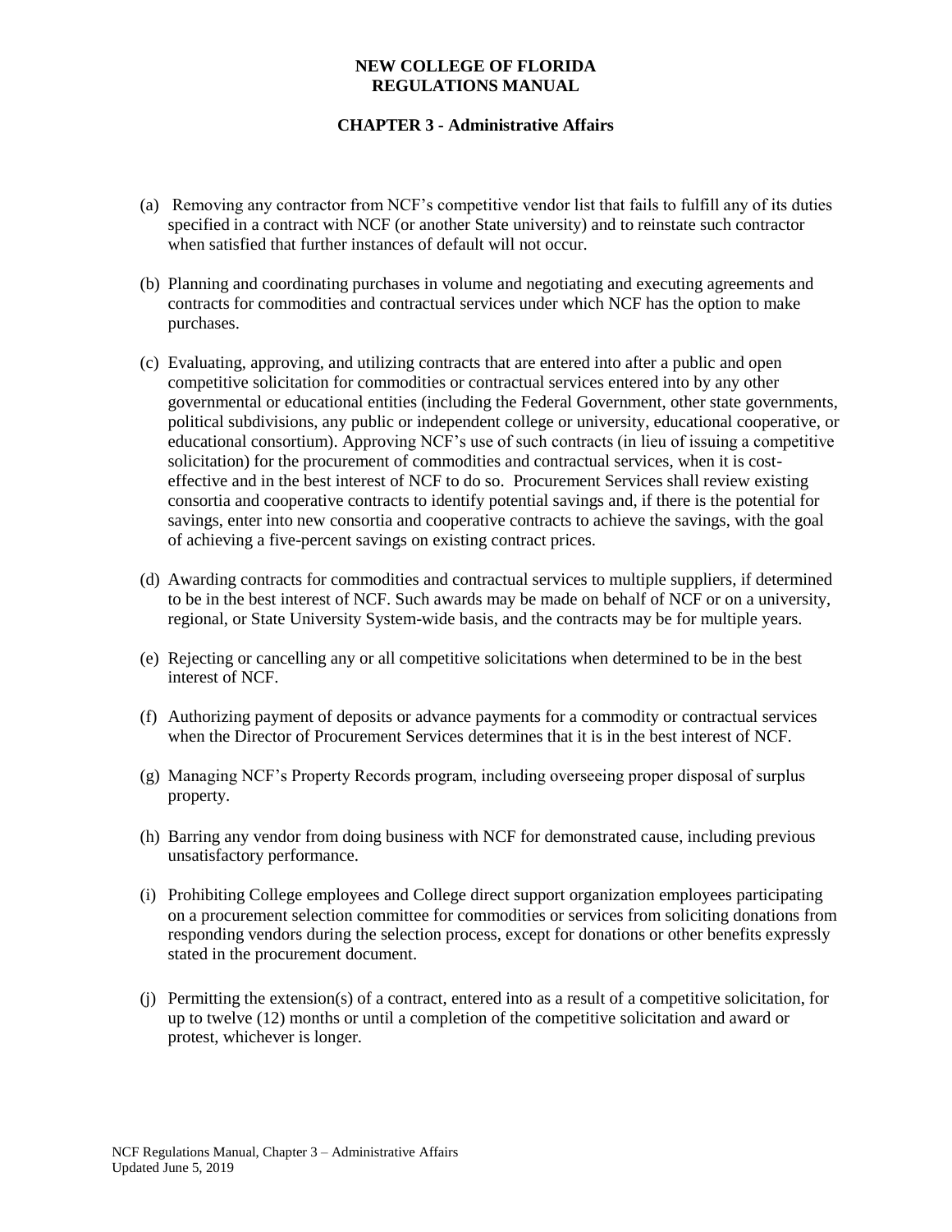(a) Removing any contractor from NCF's competitive vendor list that fails to fulfill any of its duties specified in a contract with NCF (or another State university) and to reinstate such contractor when satisfied that further instances of default will not occur.

(b) Planning and coordinating purchases in volume and negotiating and executing agreements and contracts for commodities and contractual services under which NCF has the option to make purchases.

(c) Evaluating, approving, and utilizing contracts that are entered into after a public and open competitive solicitation for commodities or contractual services entered into by any other governmental or educational entities (including the Federal Government, other state governments, political subdivisions, any public or independent college or university, educational cooperative, or educational consortium). Approving NCF's use of such contracts (in lieu of issuing a competitive solicitation) for the procurement of commodities and contractual services, when it is cost-effective and in the best interest of NCF to do so. Procurement Services shall review existing consortia and cooperative contracts to identify potential savings and, if there is the potential for savings, enter into new consortia and cooperative contracts to achieve the savings, with the goal of achieving a five-percent savings on existing contract prices.

(d) Awarding contracts for commodities and contractual services to multiple suppliers, if determined to be in the best interest of NCF. Such awards may be made on behalf of NCF or on a university, regional, or State University System-wide basis, and the contracts may be for multiple years.

(e) Rejecting or cancelling any or all competitive solicitations when determined to be in the best interest of NCF.

(f) Authorizing payment of deposits or advance payments for a commodity or contractual services when the Director of Procurement Services determines that it is in the best interest of NCF.

(g) Managing NCF's Property Records program, including overseeing proper disposal of surplus property.

(h) Barring any vendor from doing business with NCF for demonstrated cause, including previous unsatisfactory performance.

(i) Prohibiting College employees and College direct support organization employees participating on a procurement selection committee for commodities or services from soliciting donations from responding vendors during the selection process, except for donations or other benefits expressly stated in the procurement document.

(j) Permitting the extension(s) of a contract, entered into as a result of a competitive solicitation, for up to twelve (12) months or until a completion of the competitive solicitation and award or protest, whichever is longer.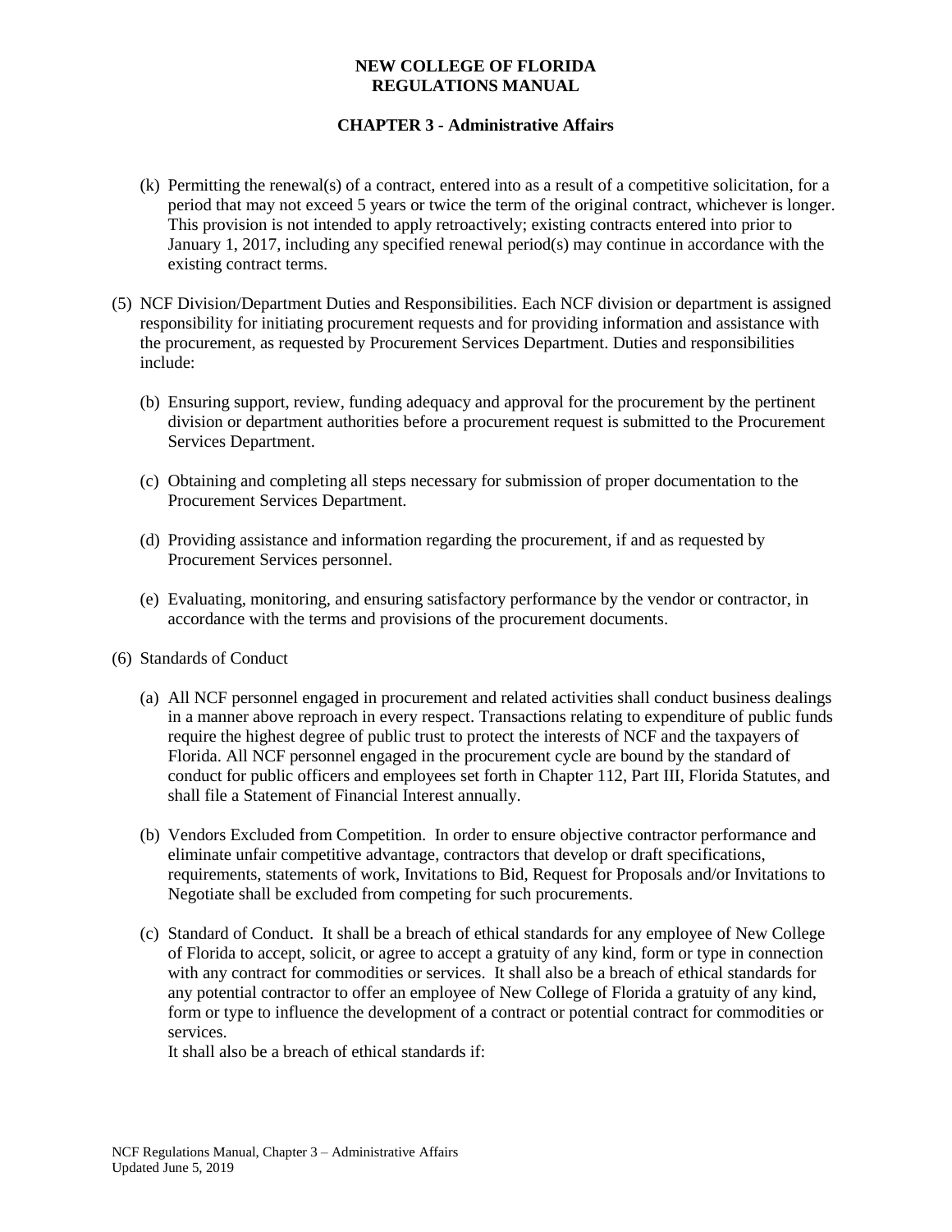(k) Permitting the renewal(s) of a contract, entered into as a result of a competitive solicitation, for a period that may not exceed 5 years or twice the term of the original contract, whichever is longer. This provision is not intended to apply retroactively; existing contracts entered into prior to January 1, 2017, including any specified renewal period(s) may continue in accordance with the existing contract terms.

(5) NCF Division/Department Duties and Responsibilities. Each NCF division or department is assigned responsibility for initiating procurement requests and for providing information and assistance with the procurement, as requested by Procurement Services Department. Duties and responsibilities include:

(b) Ensuring support, review, funding adequacy and approval for the procurement by the pertinent division or department authorities before a procurement request is submitted to the Procurement Services Department.

(c) Obtaining and completing all steps necessary for submission of proper documentation to the Procurement Services Department.

(d) Providing assistance and information regarding the procurement, if and as requested by Procurement Services personnel.

(e) Evaluating, monitoring, and ensuring satisfactory performance by the vendor or contractor, in accordance with the terms and provisions of the procurement documents.

(6) Standards of Conduct

(a) All NCF personnel engaged in procurement and related activities shall conduct business dealings in a manner above reproach in every respect. Transactions relating to expenditure of public funds require the highest degree of public trust to protect the interests of NCF and the taxpayers of Florida. All NCF personnel engaged in the procurement cycle are bound by the standard of conduct for public officers and employees set forth in Chapter 112, Part III, Florida Statutes, and shall file a Statement of Financial Interest annually.

(b) Vendors Excluded from Competition. In order to ensure objective contractor performance and eliminate unfair competitive advantage, contractors that develop or draft specifications, requirements, statements of work, Invitations to Bid, Request for Proposals and/or Invitations to Negotiate shall be excluded from competing for such procurements.

(c) Standard of Conduct. It shall be a breach of ethical standards for any employee of New College of Florida to accept, solicit, or agree to accept a gratuity of any kind, form or type in connection with any contract for commodities or services. It shall also be a breach of ethical standards for any potential contractor to offer an employee of New College of Florida a gratuity of any kind, form or type to influence the development of a contract or potential contract for commodities or services.
It shall also be a breach of ethical standards if: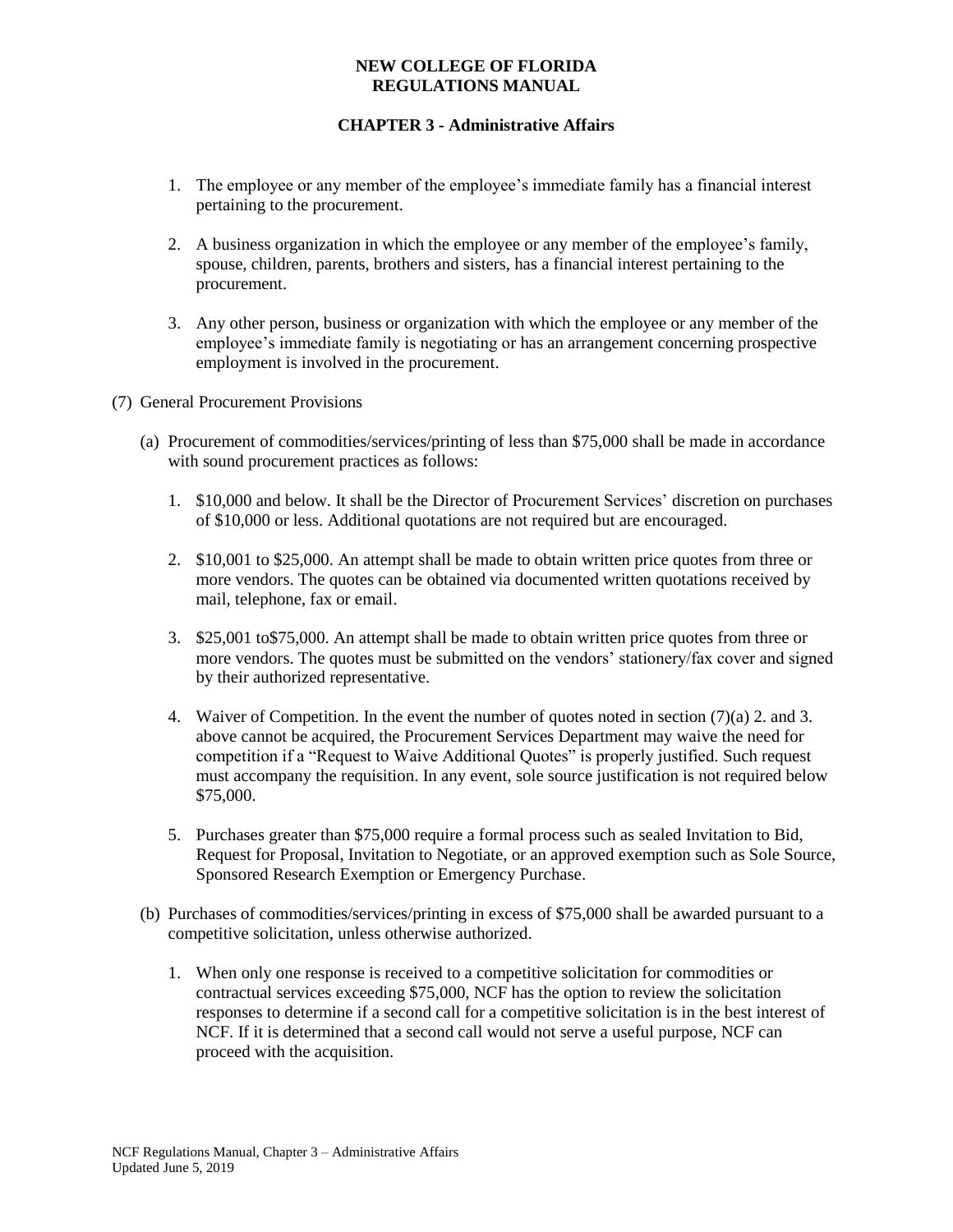1. The employee or any member of the employee's immediate family has a financial interest pertaining to the procurement.

2. A business organization in which the employee or any member of the employee's family, spouse, children, parents, brothers and sisters, has a financial interest pertaining to the procurement.

3. Any other person, business or organization with which the employee or any member of the employee's immediate family is negotiating or has an arrangement concerning prospective employment is involved in the procurement.

(7) General Procurement Provisions

(a) Procurement of commodities/services/printing of less than $75,000 shall be made in accordance with sound procurement practices as follows:

1. $10,000 and below. It shall be the Director of Procurement Services' discretion on purchases of $10,000 or less. Additional quotations are not required but are encouraged.

2. $10,001 to $25,000. An attempt shall be made to obtain written price quotes from three or more vendors. The quotes can be obtained via documented written quotations received by mail, telephone, fax or email.

3. $25,001 to$75,000. An attempt shall be made to obtain written price quotes from three or more vendors. The quotes must be submitted on the vendors' stationery/fax cover and signed by their authorized representative.

4. Waiver of Competition. In the event the number of quotes noted in section (7)(a) 2. and 3. above cannot be acquired, the Procurement Services Department may waive the need for competition if a "Request to Waive Additional Quotes" is properly justified. Such request must accompany the requisition. In any event, sole source justification is not required below $75,000.

5. Purchases greater than $75,000 require a formal process such as sealed Invitation to Bid, Request for Proposal, Invitation to Negotiate, or an approved exemption such as Sole Source, Sponsored Research Exemption or Emergency Purchase.

(b) Purchases of commodities/services/printing in excess of $75,000 shall be awarded pursuant to a competitive solicitation, unless otherwise authorized.

1. When only one response is received to a competitive solicitation for commodities or contractual services exceeding $75,000, NCF has the option to review the solicitation responses to determine if a second call for a competitive solicitation is in the best interest of NCF. If it is determined that a second call would not serve a useful purpose, NCF can proceed with the acquisition.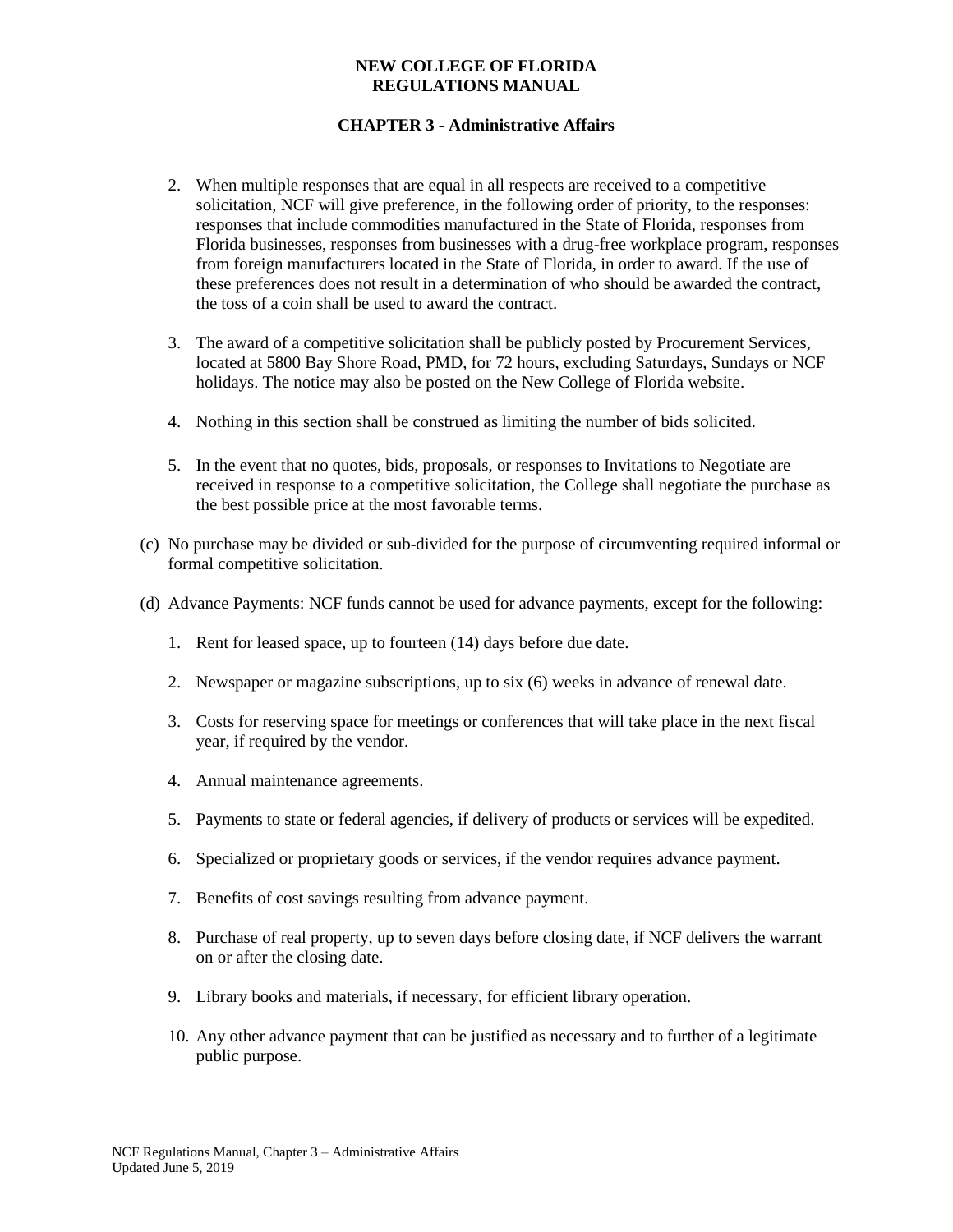2. When multiple responses that are equal in all respects are received to a competitive solicitation, NCF will give preference, in the following order of priority, to the responses: responses that include commodities manufactured in the State of Florida, responses from Florida businesses, responses from businesses with a drug-free workplace program, responses from foreign manufacturers located in the State of Florida, in order to award. If the use of these preferences does not result in a determination of who should be awarded the contract, the toss of a coin shall be used to award the contract.

3. The award of a competitive solicitation shall be publicly posted by Procurement Services, located at 5800 Bay Shore Road, PMD, for 72 hours, excluding Saturdays, Sundays or NCF holidays. The notice may also be posted on the New College of Florida website.

4. Nothing in this section shall be construed as limiting the number of bids solicited.

5. In the event that no quotes, bids, proposals, or responses to Invitations to Negotiate are received in response to a competitive solicitation, the College shall negotiate the purchase as the best possible price at the most favorable terms.

(c) No purchase may be divided or sub-divided for the purpose of circumventing required informal or formal competitive solicitation.

(d) Advance Payments: NCF funds cannot be used for advance payments, except for the following:

1. Rent for leased space, up to fourteen (14) days before due date.

2. Newspaper or magazine subscriptions, up to six (6) weeks in advance of renewal date.

3. Costs for reserving space for meetings or conferences that will take place in the next fiscal year, if required by the vendor.

4. Annual maintenance agreements.

5. Payments to state or federal agencies, if delivery of products or services will be expedited.

6. Specialized or proprietary goods or services, if the vendor requires advance payment.

7. Benefits of cost savings resulting from advance payment.

8. Purchase of real property, up to seven days before closing date, if NCF delivers the warrant on or after the closing date.

9. Library books and materials, if necessary, for efficient library operation.

10. Any other advance payment that can be justified as necessary and to further of a legitimate public purpose.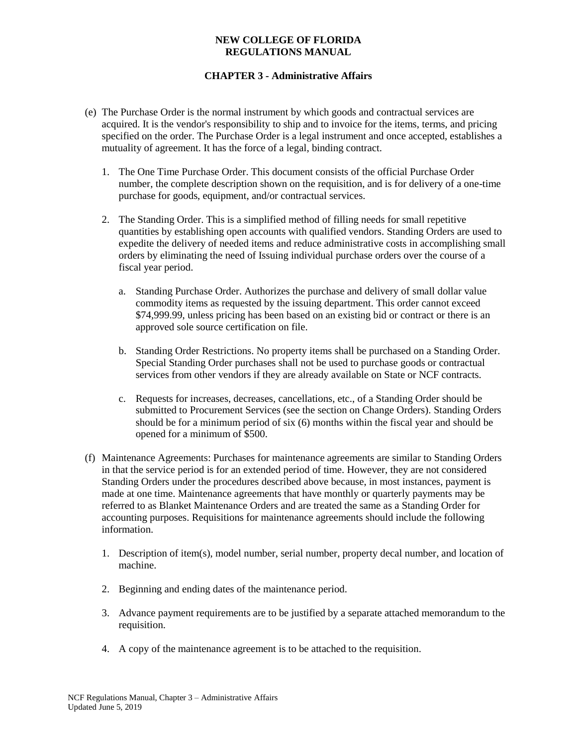(e) The Purchase Order is the normal instrument by which goods and contractual services are acquired. It is the vendor's responsibility to ship and to invoice for the items, terms, and pricing specified on the order. The Purchase Order is a legal instrument and once accepted, establishes a mutuality of agreement. It has the force of a legal, binding contract.

1. The One Time Purchase Order. This document consists of the official Purchase Order number, the complete description shown on the requisition, and is for delivery of a one-time purchase for goods, equipment, and/or contractual services.

2. The Standing Order. This is a simplified method of filling needs for small repetitive quantities by establishing open accounts with qualified vendors. Standing Orders are used to expedite the delivery of needed items and reduce administrative costs in accomplishing small orders by eliminating the need of Issuing individual purchase orders over the course of a fiscal year period.

   a. Standing Purchase Order. Authorizes the purchase and delivery of small dollar value commodity items as requested by the issuing department. This order cannot exceed $74,999.99, unless pricing has been based on an existing bid or contract or there is an approved sole source certification on file.

   b. Standing Order Restrictions. No property items shall be purchased on a Standing Order. Special Standing Order purchases shall not be used to purchase goods or contractual services from other vendors if they are already available on State or NCF contracts.

   c. Requests for increases, decreases, cancellations, etc., of a Standing Order should be submitted to Procurement Services (see the section on Change Orders). Standing Orders should be for a minimum period of six (6) months within the fiscal year and should be opened for a minimum of $500.

(f) Maintenance Agreements: Purchases for maintenance agreements are similar to Standing Orders in that the service period is for an extended period of time. However, they are not considered Standing Orders under the procedures described above because, in most instances, payment is made at one time. Maintenance agreements that have monthly or quarterly payments may be referred to as Blanket Maintenance Orders and are treated the same as a Standing Order for accounting purposes. Requisitions for maintenance agreements should include the following information.

1. Description of item(s), model number, serial number, property decal number, and location of machine.

2. Beginning and ending dates of the maintenance period.

3. Advance payment requirements are to be justified by a separate attached memorandum to the requisition.

4. A copy of the maintenance agreement is to be attached to the requisition.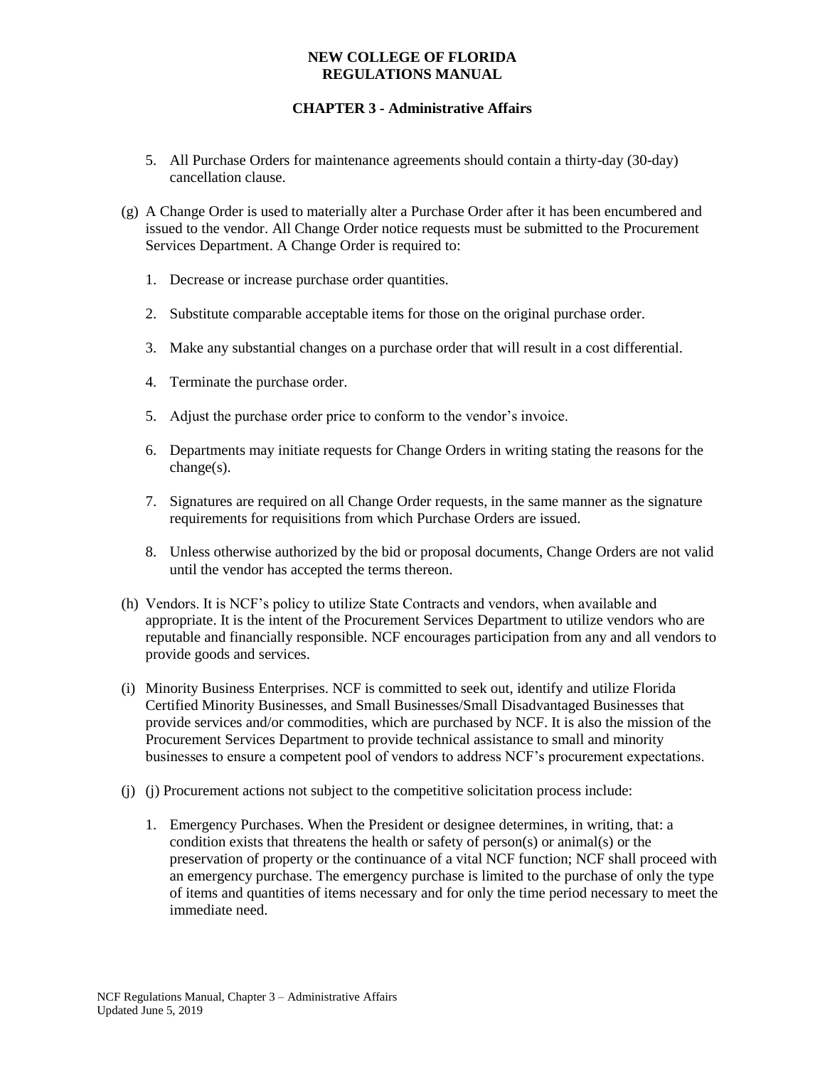5. All Purchase Orders for maintenance agreements should contain a thirty-day (30-day) cancellation clause.

(g) A Change Order is used to materially alter a Purchase Order after it has been encumbered and issued to the vendor. All Change Order notice requests must be submitted to the Procurement Services Department. A Change Order is required to:

1. Decrease or increase purchase order quantities.

2. Substitute comparable acceptable items for those on the original purchase order.

3. Make any substantial changes on a purchase order that will result in a cost differential.

4. Terminate the purchase order.

5. Adjust the purchase order price to conform to the vendor's invoice.

6. Departments may initiate requests for Change Orders in writing stating the reasons for the change(s).

7. Signatures are required on all Change Order requests, in the same manner as the signature requirements for requisitions from which Purchase Orders are issued.

8. Unless otherwise authorized by the bid or proposal documents, Change Orders are not valid until the vendor has accepted the terms thereon.

(h) Vendors. It is NCF's policy to utilize State Contracts and vendors, when available and appropriate. It is the intent of the Procurement Services Department to utilize vendors who are reputable and financially responsible. NCF encourages participation from any and all vendors to provide goods and services.

(i) Minority Business Enterprises. NCF is committed to seek out, identify and utilize Florida Certified Minority Businesses, and Small Businesses/Small Disadvantaged Businesses that provide services and/or commodities, which are purchased by NCF. It is also the mission of the Procurement Services Department to provide technical assistance to small and minority businesses to ensure a competent pool of vendors to address NCF's procurement expectations.

(j) (j) Procurement actions not subject to the competitive solicitation process include:

1. Emergency Purchases. When the President or designee determines, in writing, that: a condition exists that threatens the health or safety of person(s) or animal(s) or the preservation of property or the continuance of a vital NCF function; NCF shall proceed with an emergency purchase. The emergency purchase is limited to the purchase of only the type of items and quantities of items necessary and for only the time period necessary to meet the immediate need.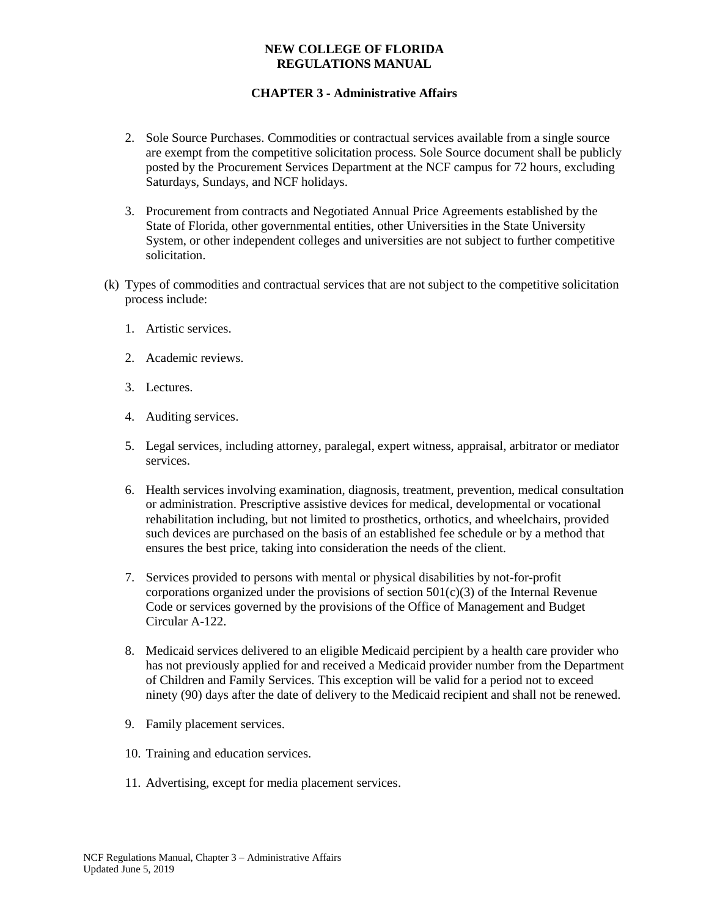2. Sole Source Purchases. Commodities or contractual services available from a single source are exempt from the competitive solicitation process. Sole Source document shall be publicly posted by the Procurement Services Department at the NCF campus for 72 hours, excluding Saturdays, Sundays, and NCF holidays.

3. Procurement from contracts and Negotiated Annual Price Agreements established by the State of Florida, other governmental entities, other Universities in the State University System, or other independent colleges and universities are not subject to further competitive solicitation.

(k) Types of commodities and contractual services that are not subject to the competitive solicitation process include:

1. Artistic services.

2. Academic reviews.

3. Lectures.

4. Auditing services.

5. Legal services, including attorney, paralegal, expert witness, appraisal, arbitrator or mediator services.

6. Health services involving examination, diagnosis, treatment, prevention, medical consultation or administration. Prescriptive assistive devices for medical, developmental or vocational rehabilitation including, but not limited to prosthetics, orthotics, and wheelchairs, provided such devices are purchased on the basis of an established fee schedule or by a method that ensures the best price, taking into consideration the needs of the client.

7. Services provided to persons with mental or physical disabilities by not-for-profit corporations organized under the provisions of section 501(c)(3) of the Internal Revenue Code or services governed by the provisions of the Office of Management and Budget Circular A-122.

8. Medicaid services delivered to an eligible Medicaid percipient by a health care provider who has not previously applied for and received a Medicaid provider number from the Department of Children and Family Services. This exception will be valid for a period not to exceed ninety (90) days after the date of delivery to the Medicaid recipient and shall not be renewed.

9. Family placement services.

10. Training and education services.

11. Advertising, except for media placement services.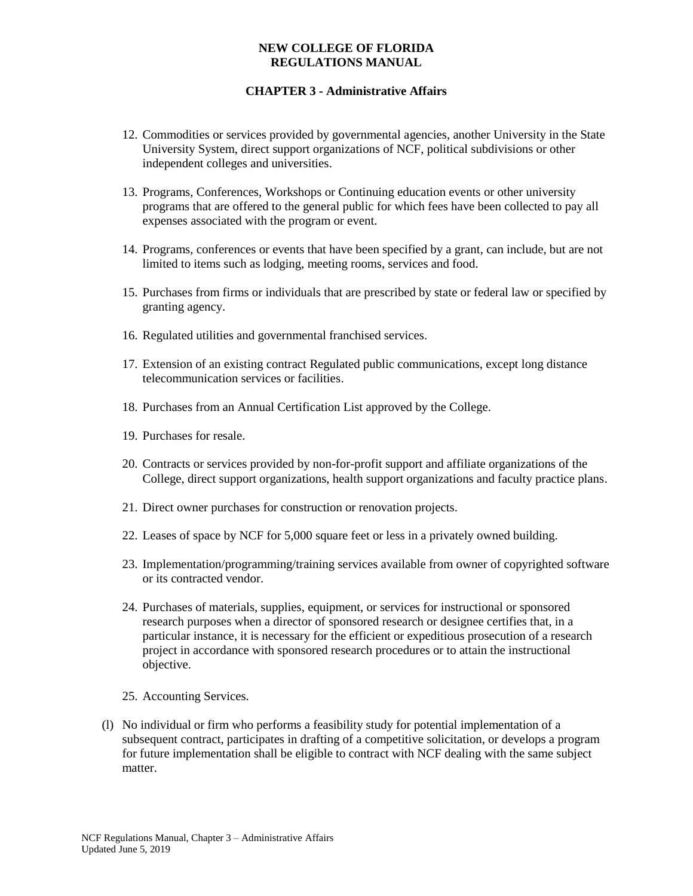12. Commodities or services provided by governmental agencies, another University in the State University System, direct support organizations of NCF, political subdivisions or other independent colleges and universities.

13. Programs, Conferences, Workshops or Continuing education events or other university programs that are offered to the general public for which fees have been collected to pay all expenses associated with the program or event.

14. Programs, conferences or events that have been specified by a grant, can include, but are not limited to items such as lodging, meeting rooms, services and food.

15. Purchases from firms or individuals that are prescribed by state or federal law or specified by granting agency.

16. Regulated utilities and governmental franchised services.

17. Extension of an existing contract Regulated public communications, except long distance telecommunication services or facilities.

18. Purchases from an Annual Certification List approved by the College.

19. Purchases for resale.

20. Contracts or services provided by non-for-profit support and affiliate organizations of the College, direct support organizations, health support organizations and faculty practice plans.

21. Direct owner purchases for construction or renovation projects.

22. Leases of space by NCF for 5,000 square feet or less in a privately owned building.

23. Implementation/programming/training services available from owner of copyrighted software or its contracted vendor.

24. Purchases of materials, supplies, equipment, or services for instructional or sponsored research purposes when a director of sponsored research or designee certifies that, in a particular instance, it is necessary for the efficient or expeditious prosecution of a research project in accordance with sponsored research procedures or to attain the instructional objective.

25. Accounting Services.

(l) No individual or firm who performs a feasibility study for potential implementation of a subsequent contract, participates in drafting of a competitive solicitation, or develops a program for future implementation shall be eligible to contract with NCF dealing with the same subject matter.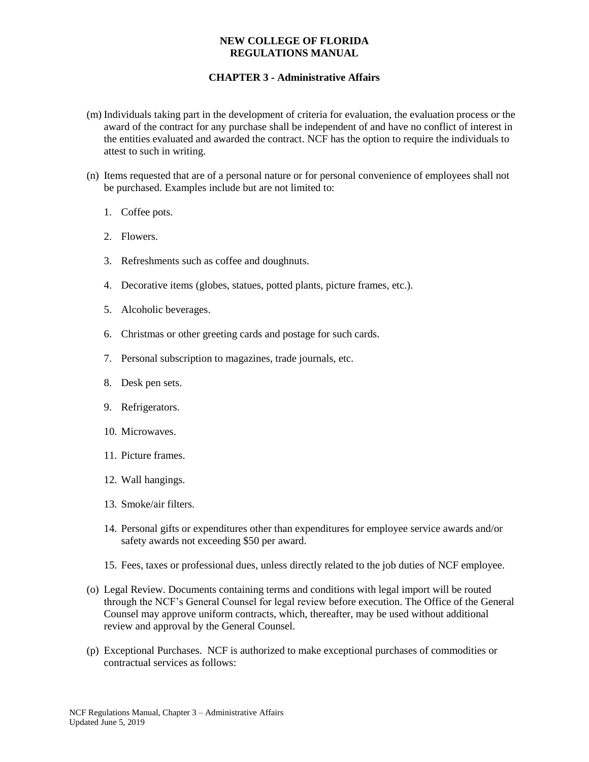(m) Individuals taking part in the development of criteria for evaluation, the evaluation process or the award of the contract for any purchase shall be independent of and have no conflict of interest in the entities evaluated and awarded the contract. NCF has the option to require the individuals to attest to such in writing.

(n) Items requested that are of a personal nature or for personal convenience of employees shall not be purchased. Examples include but are not limited to:

1. Coffee pots.
2. Flowers.
3. Refreshments such as coffee and doughnuts.
4. Decorative items (globes, statues, potted plants, picture frames, etc.).
5. Alcoholic beverages.
6. Christmas or other greeting cards and postage for such cards.
7. Personal subscription to magazines, trade journals, etc.
8. Desk pen sets.
9. Refrigerators.
10. Microwaves.
11. Picture frames.
12. Wall hangings.
13. Smoke/air filters.
14. Personal gifts or expenditures other than expenditures for employee service awards and/or safety awards not exceeding $50 per award.
15. Fees, taxes or professional dues, unless directly related to the job duties of NCF employee.

(o) Legal Review. Documents containing terms and conditions with legal import will be routed through the NCF's General Counsel for legal review before execution. The Office of the General Counsel may approve uniform contracts, which, thereafter, may be used without additional review and approval by the General Counsel.

(p) Exceptional Purchases. NCF is authorized to make exceptional purchases of commodities or contractual services as follows: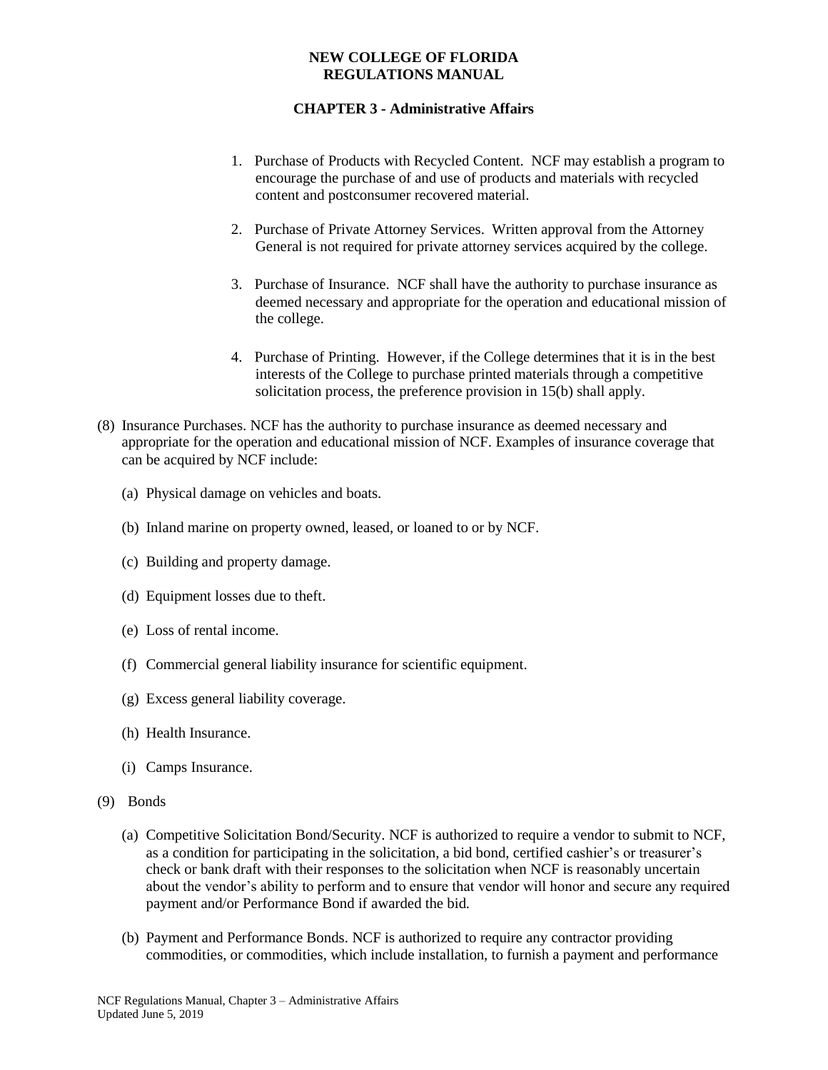1. Purchase of Products with Recycled Content. NCF may establish a program to encourage the purchase of and use of products and materials with recycled content and postconsumer recovered material.

2. Purchase of Private Attorney Services. Written approval from the Attorney General is not required for private attorney services acquired by the college.

3. Purchase of Insurance. NCF shall have the authority to purchase insurance as deemed necessary and appropriate for the operation and educational mission of the college.

4. Purchase of Printing. However, if the College determines that it is in the best interests of the College to purchase printed materials through a competitive solicitation process, the preference provision in 15(b) shall apply.

(8) Insurance Purchases. NCF has the authority to purchase insurance as deemed necessary and appropriate for the operation and educational mission of NCF. Examples of insurance coverage that can be acquired by NCF include:

(a) Physical damage on vehicles and boats.

(b) Inland marine on property owned, leased, or loaned to or by NCF.

(c) Building and property damage.

(d) Equipment losses due to theft.

(e) Loss of rental income.

(f) Commercial general liability insurance for scientific equipment.

(g) Excess general liability coverage.

(h) Health Insurance.

(i) Camps Insurance.

(9) Bonds

(a) Competitive Solicitation Bond/Security. NCF is authorized to require a vendor to submit to NCF, as a condition for participating in the solicitation, a bid bond, certified cashier's or treasurer's check or bank draft with their responses to the solicitation when NCF is reasonably uncertain about the vendor's ability to perform and to ensure that vendor will honor and secure any required payment and/or Performance Bond if awarded the bid.

(b) Payment and Performance Bonds. NCF is authorized to require any contractor providing commodities, or commodities, which include installation, to furnish a payment and performance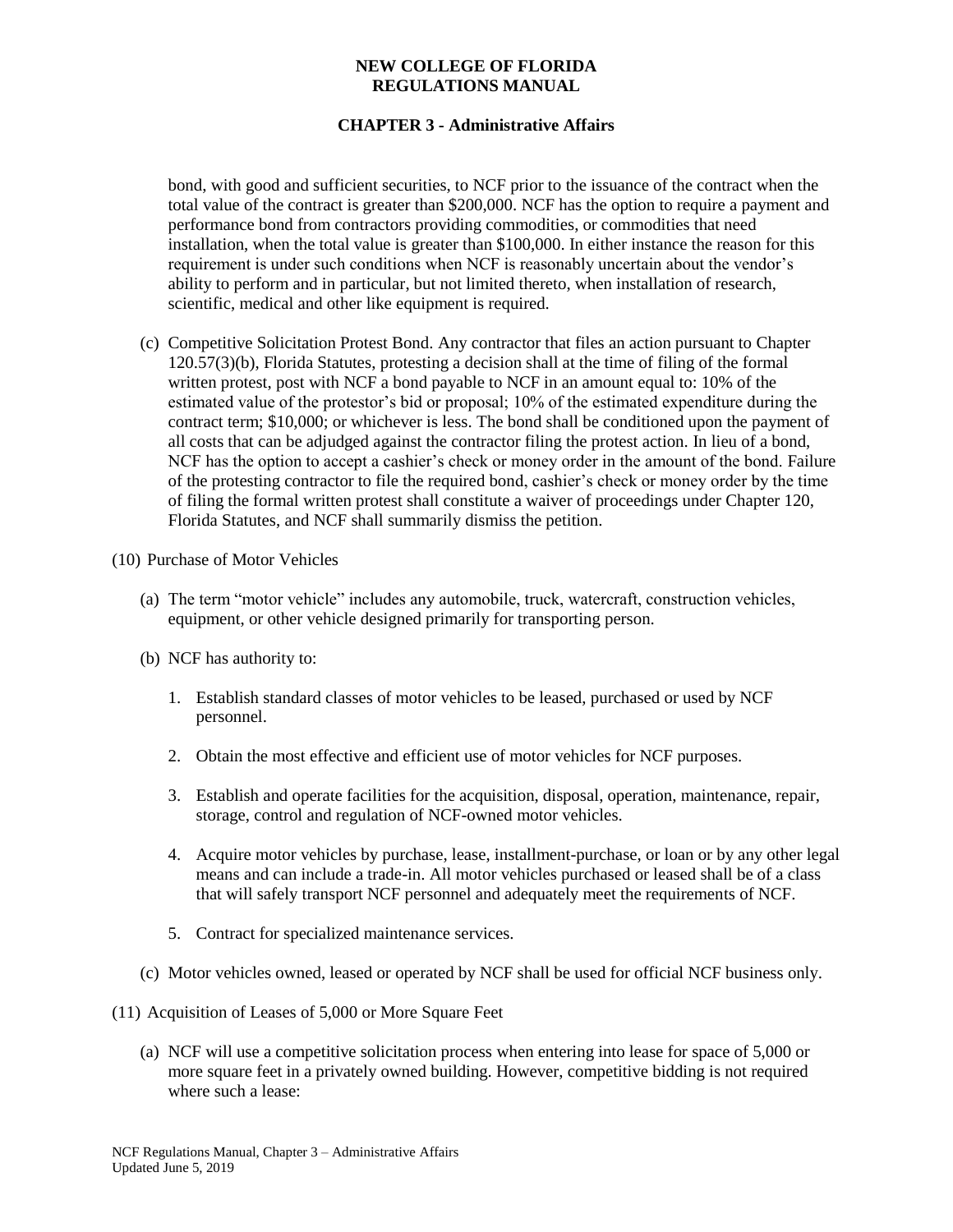bond, with good and sufficient securities, to NCF prior to the issuance of the contract when the total value of the contract is greater than $200,000. NCF has the option to require a payment and performance bond from contractors providing commodities, or commodities that need installation, when the total value is greater than $100,000. In either instance the reason for this requirement is under such conditions when NCF is reasonably uncertain about the vendor's ability to perform and in particular, but not limited thereto, when installation of research, scientific, medical and other like equipment is required.

(c) Competitive Solicitation Protest Bond. Any contractor that files an action pursuant to Chapter 120.57(3)(b), Florida Statutes, protesting a decision shall at the time of filing of the formal written protest, post with NCF a bond payable to NCF in an amount equal to: 10% of the estimated value of the protestor's bid or proposal; 10% of the estimated expenditure during the contract term; $10,000; or whichever is less. The bond shall be conditioned upon the payment of all costs that can be adjudged against the contractor filing the protest action. In lieu of a bond, NCF has the option to accept a cashier's check or money order in the amount of the bond. Failure of the protesting contractor to file the required bond, cashier's check or money order by the time of filing the formal written protest shall constitute a waiver of proceedings under Chapter 120, Florida Statutes, and NCF shall summarily dismiss the petition.

(10) Purchase of Motor Vehicles

(a) The term "motor vehicle" includes any automobile, truck, watercraft, construction vehicles, equipment, or other vehicle designed primarily for transporting person.

(b) NCF has authority to:

1. Establish standard classes of motor vehicles to be leased, purchased or used by NCF personnel.
2. Obtain the most effective and efficient use of motor vehicles for NCF purposes.
3. Establish and operate facilities for the acquisition, disposal, operation, maintenance, repair, storage, control and regulation of NCF-owned motor vehicles.
4. Acquire motor vehicles by purchase, lease, installment-purchase, or loan or by any other legal means and can include a trade-in. All motor vehicles purchased or leased shall be of a class that will safely transport NCF personnel and adequately meet the requirements of NCF.
5. Contract for specialized maintenance services.

(c) Motor vehicles owned, leased or operated by NCF shall be used for official NCF business only.

(11) Acquisition of Leases of 5,000 or More Square Feet

(a) NCF will use a competitive solicitation process when entering into lease for space of 5,000 or more square feet in a privately owned building. However, competitive bidding is not required where such a lease: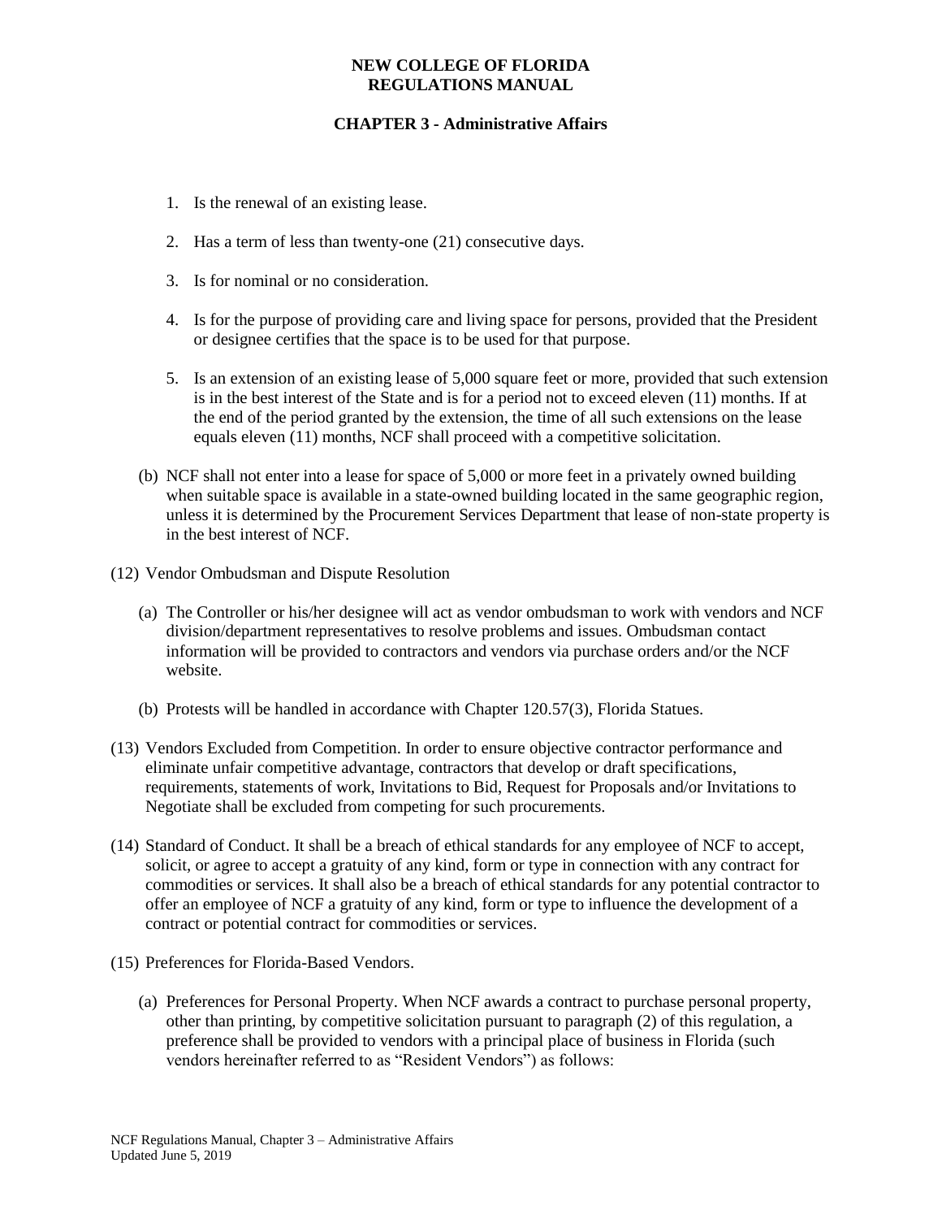1. Is the renewal of an existing lease.

2. Has a term of less than twenty-one (21) consecutive days.

3. Is for nominal or no consideration.

4. Is for the purpose of providing care and living space for persons, provided that the President or designee certifies that the space is to be used for that purpose.

5. Is an extension of an existing lease of 5,000 square feet or more, provided that such extension is in the best interest of the State and is for a period not to exceed eleven (11) months. If at the end of the period granted by the extension, the time of all such extensions on the lease equals eleven (11) months, NCF shall proceed with a competitive solicitation.

(b) NCF shall not enter into a lease for space of 5,000 or more feet in a privately owned building when suitable space is available in a state-owned building located in the same geographic region, unless it is determined by the Procurement Services Department that lease of non-state property is in the best interest of NCF.

(12) Vendor Ombudsman and Dispute Resolution

(a) The Controller or his/her designee will act as vendor ombudsman to work with vendors and NCF division/department representatives to resolve problems and issues. Ombudsman contact information will be provided to contractors and vendors via purchase orders and/or the NCF website.

(b) Protests will be handled in accordance with Chapter 120.57(3), Florida Statues.

(13) Vendors Excluded from Competition. In order to ensure objective contractor performance and eliminate unfair competitive advantage, contractors that develop or draft specifications, requirements, statements of work, Invitations to Bid, Request for Proposals and/or Invitations to Negotiate shall be excluded from competing for such procurements.

(14) Standard of Conduct. It shall be a breach of ethical standards for any employee of NCF to accept, solicit, or agree to accept a gratuity of any kind, form or type in connection with any contract for commodities or services. It shall also be a breach of ethical standards for any potential contractor to offer an employee of NCF a gratuity of any kind, form or type to influence the development of a contract or potential contract for commodities or services.

(15) Preferences for Florida-Based Vendors.

(a) Preferences for Personal Property. When NCF awards a contract to purchase personal property, other than printing, by competitive solicitation pursuant to paragraph (2) of this regulation, a preference shall be provided to vendors with a principal place of business in Florida (such vendors hereinafter referred to as "Resident Vendors") as follows: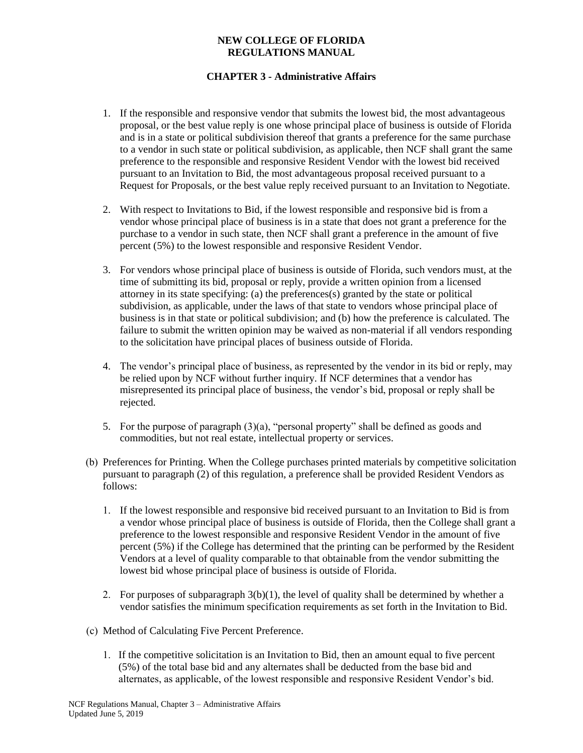1. If the responsible and responsive vendor that submits the lowest bid, the most advantageous proposal, or the best value reply is one whose principal place of business is outside of Florida and is in a state or political subdivision thereof that grants a preference for the same purchase to a vendor in such state or political subdivision, as applicable, then NCF shall grant the same preference to the responsible and responsive Resident Vendor with the lowest bid received pursuant to an Invitation to Bid, the most advantageous proposal received pursuant to a Request for Proposals, or the best value reply received pursuant to an Invitation to Negotiate.

2. With respect to Invitations to Bid, if the lowest responsible and responsive bid is from a vendor whose principal place of business is in a state that does not grant a preference for the purchase to a vendor in such state, then NCF shall grant a preference in the amount of five percent (5%) to the lowest responsible and responsive Resident Vendor.

3. For vendors whose principal place of business is outside of Florida, such vendors must, at the time of submitting its bid, proposal or reply, provide a written opinion from a licensed attorney in its state specifying: (a) the preferences(s) granted by the state or political subdivision, as applicable, under the laws of that state to vendors whose principal place of business is in that state or political subdivision; and (b) how the preference is calculated. The failure to submit the written opinion may be waived as non-material if all vendors responding to the solicitation have principal places of business outside of Florida.

4. The vendor's principal place of business, as represented by the vendor in its bid or reply, may be relied upon by NCF without further inquiry. If NCF determines that a vendor has misrepresented its principal place of business, the vendor's bid, proposal or reply shall be rejected.

5. For the purpose of paragraph (3)(a), "personal property" shall be defined as goods and commodities, but not real estate, intellectual property or services.

(b) Preferences for Printing. When the College purchases printed materials by competitive solicitation pursuant to paragraph (2) of this regulation, a preference shall be provided Resident Vendors as follows:

1. If the lowest responsible and responsive bid received pursuant to an Invitation to Bid is from a vendor whose principal place of business is outside of Florida, then the College shall grant a preference to the lowest responsible and responsive Resident Vendor in the amount of five percent (5%) if the College has determined that the printing can be performed by the Resident Vendors at a level of quality comparable to that obtainable from the vendor submitting the lowest bid whose principal place of business is outside of Florida.

2. For purposes of subparagraph 3(b)(1), the level of quality shall be determined by whether a vendor satisfies the minimum specification requirements as set forth in the Invitation to Bid.

(c) Method of Calculating Five Percent Preference.

1. If the competitive solicitation is an Invitation to Bid, then an amount equal to five percent (5%) of the total base bid and any alternates shall be deducted from the base bid and alternates, as applicable, of the lowest responsible and responsive Resident Vendor's bid.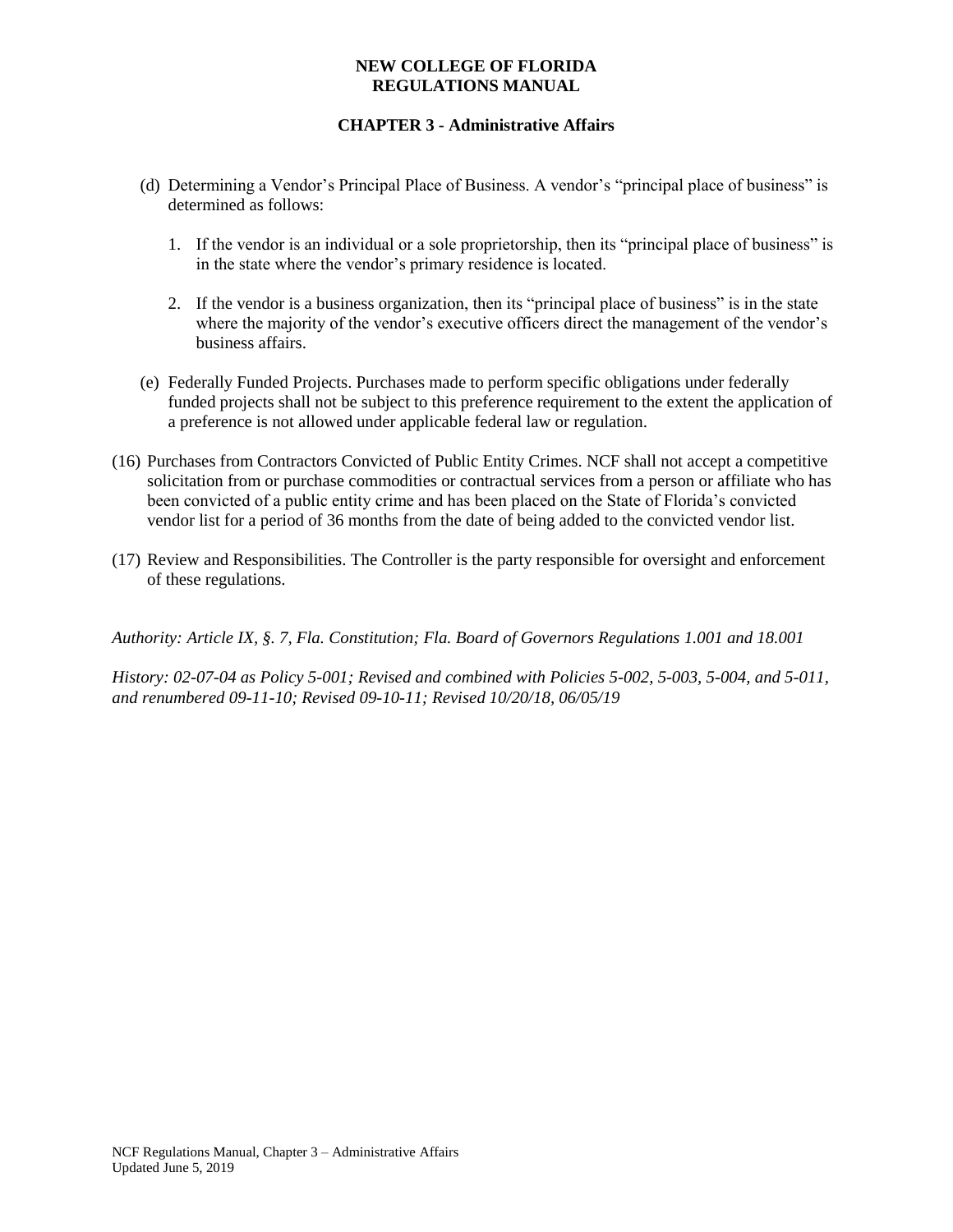(d) Determining a Vendor's Principal Place of Business. A vendor's "principal place of business" is determined as follows:

1. If the vendor is an individual or a sole proprietorship, then its "principal place of business" is in the state where the vendor's primary residence is located.

2. If the vendor is a business organization, then its "principal place of business" is in the state where the majority of the vendor's executive officers direct the management of the vendor's business affairs.

(e) Federally Funded Projects. Purchases made to perform specific obligations under federally funded projects shall not be subject to this preference requirement to the extent the application of a preference is not allowed under applicable federal law or regulation.

(16) Purchases from Contractors Convicted of Public Entity Crimes. NCF shall not accept a competitive solicitation from or purchase commodities or contractual services from a person or affiliate who has been convicted of a public entity crime and has been placed on the State of Florida's convicted vendor list for a period of 36 months from the date of being added to the convicted vendor list.

(17) Review and Responsibilities. The Controller is the party responsible for oversight and enforcement of these regulations.

*Authority: Article IX, §. 7, Fla. Constitution; Fla. Board of Governors Regulations 1.001 and 18.001*

*History: 02-07-04 as Policy 5-001; Revised and combined with Policies 5-002, 5-003, 5-004, and 5-011, and renumbered 09-11-10; Revised 09-10-11; Revised 10/20/18, 06/05/19*